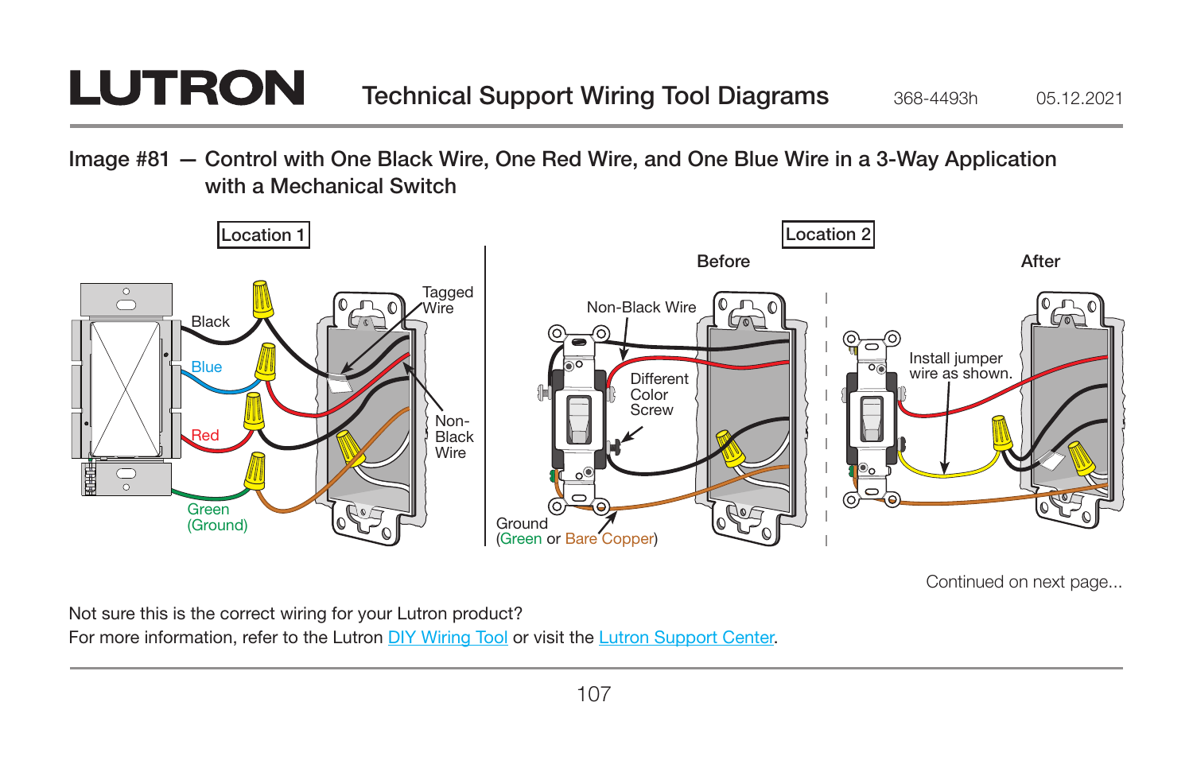# LUTRON Technical Support Wiring Tool Diagrams

368-4493h 05.12.2021

## Image #81 — Control with One Black Wire, One Red Wire, and One Blue Wire in a 3-Way Application with a Mechanical Switch

Location 1

Black

Blue

Red

Green (Ground)

Tagged Wire

Non-Black Wire

Location 2

Before

Non-Black Wire

Different Color Screw

Ground (Green or Bare Copper)

After

Install jumper wire as shown.

Continued on next page...

Not sure this is the correct wiring for your Lutron product?
For more information, refer to the Lutron DIY Wiring Tool or visit the Lutron Support Center.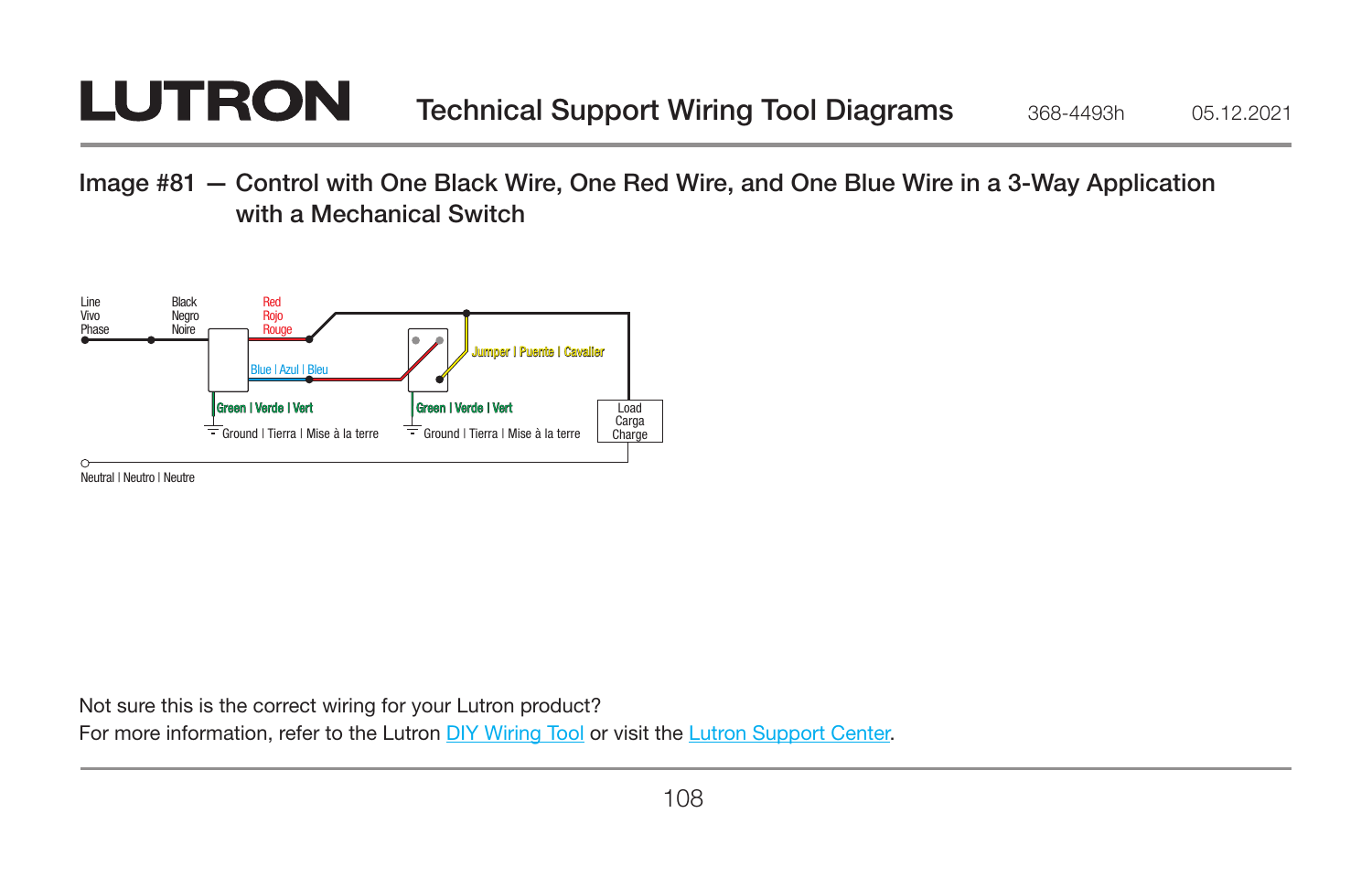# LUTRON

Technical Support Wiring Tool Diagrams 368-4493h 05.12.2021

## Image #81 — Control with One Black Wire, One Red Wire, and One Blue Wire in a 3-Way Application with a Mechanical Switch

Line
Vivo
Phase

Black
Negro
Noire

Red
Rojo
Rouge

Blue | Azul | Bleu

Jumper | Puente | Cavalier

Green | Verde | Vert

Ground | Tierra | Mise à la terre

Green | Verde | Vert

Ground | Tierra | Mise à la terre

Load
Carga
Charge

Neutral | Neutro | Neutre

Not sure this is the correct wiring for your Lutron product?
For more information, refer to the Lutron DIY Wiring Tool or visit the Lutron Support Center.